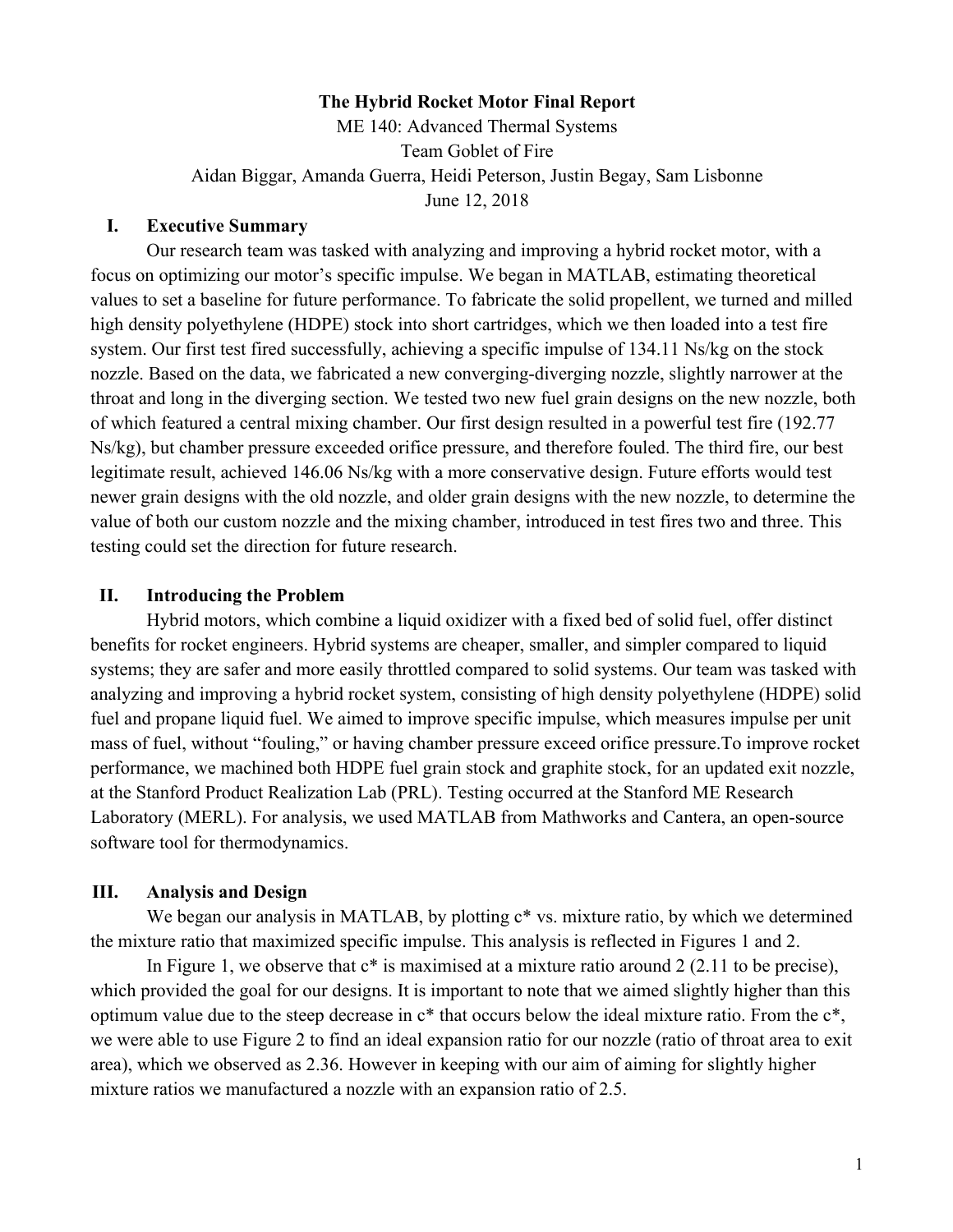# The Hybrid Rocket Motor Final Report

ME 140: Advanced Thermal Systems

Team Goblet of Fire

Aidan Biggar, Amanda Guerra, Heidi Peterson, Justin Begay, Sam Lisbonne

June 12, 2018

## I. Executive Summary

Our research team was tasked with analyzing and improving a hybrid rocket motor, with a focus on optimizing our motor's specific impulse. We began in MATLAB, estimating theoretical values to set a baseline for future performance. To fabricate the solid propellent, we turned and milled high density polyethylene (HDPE) stock into short cartridges, which we then loaded into a test fire system. Our first test fired successfully, achieving a specific impulse of 134.11 Ns/kg on the stock nozzle. Based on the data, we fabricated a new converging-diverging nozzle, slightly narrower at the throat and long in the diverging section. We tested two new fuel grain designs on the new nozzle, both of which featured a central mixing chamber. Our first design resulted in a powerful test fire (192.77 Ns/kg), but chamber pressure exceeded orifice pressure, and therefore fouled. The third fire, our best legitimate result, achieved 146.06 Ns/kg with a more conservative design. Future efforts would test newer grain designs with the old nozzle, and older grain designs with the new nozzle, to determine the value of both our custom nozzle and the mixing chamber, introduced in test fires two and three. This testing could set the direction for future research.

## II. Introducing the Problem

Hybrid motors, which combine a liquid oxidizer with a fixed bed of solid fuel, offer distinct benefits for rocket engineers. Hybrid systems are cheaper, smaller, and simpler compared to liquid systems; they are safer and more easily throttled compared to solid systems. Our team was tasked with analyzing and improving a hybrid rocket system, consisting of high density polyethylene (HDPE) solid fuel and propane liquid fuel. We aimed to improve specific impulse, which measures impulse per unit mass of fuel, without "fouling," or having chamber pressure exceed orifice pressure.To improve rocket performance, we machined both HDPE fuel grain stock and graphite stock, for an updated exit nozzle, at the Stanford Product Realization Lab (PRL). Testing occurred at the Stanford ME Research Laboratory (MERL). For analysis, we used MATLAB from Mathworks and Cantera, an open-source software tool for thermodynamics.

## III. Analysis and Design

We began our analysis in MATLAB, by plotting c* vs. mixture ratio, by which we determined the mixture ratio that maximized specific impulse. This analysis is reflected in Figures 1 and 2.

In Figure 1, we observe that c* is maximised at a mixture ratio around 2 (2.11 to be precise), which provided the goal for our designs. It is important to note that we aimed slightly higher than this optimum value due to the steep decrease in c* that occurs below the ideal mixture ratio. From the c*, we were able to use Figure 2 to find an ideal expansion ratio for our nozzle (ratio of throat area to exit area), which we observed as 2.36. However in keeping with our aim of aiming for slightly higher mixture ratios we manufactured a nozzle with an expansion ratio of 2.5.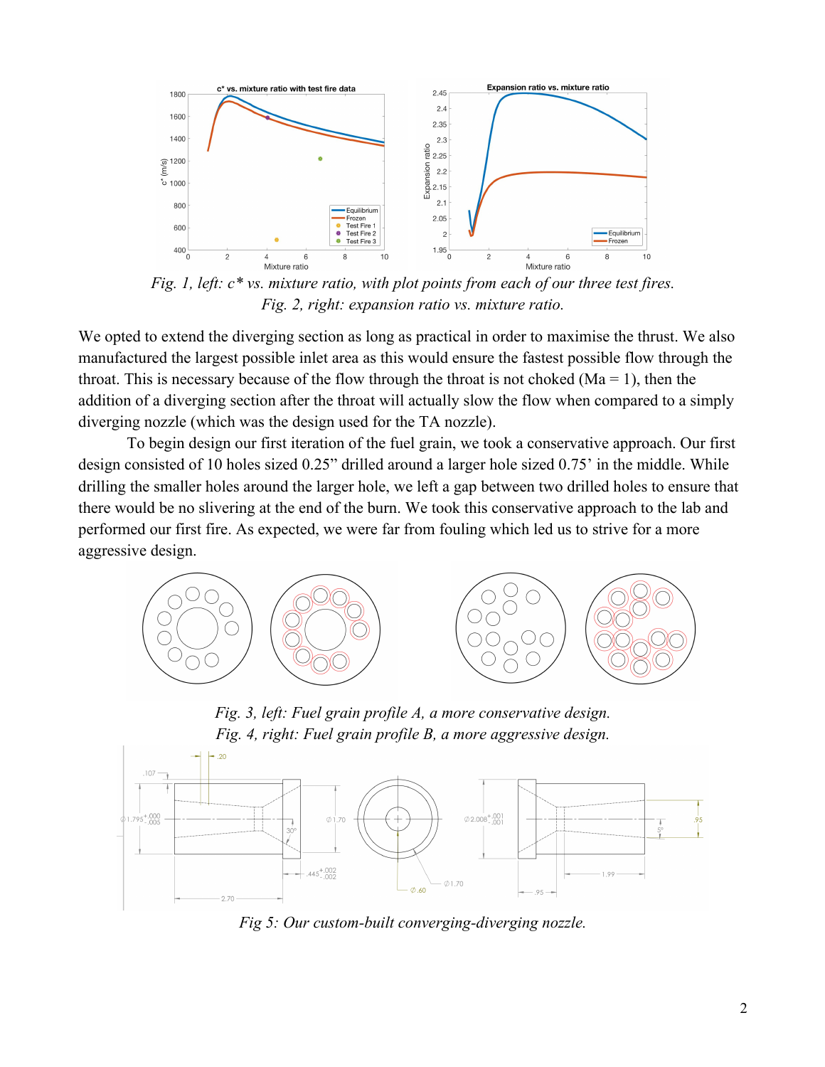*Fig. 1, left: c\* vs. mixture ratio, with plot points from each of our three test fires.*
*Fig. 2, right: expansion ratio vs. mixture ratio.*

We opted to extend the diverging section as long as practical in order to maximise the thrust. We also manufactured the largest possible inlet area as this would ensure the fastest possible flow through the throat. This is necessary because of the flow through the throat is not choked (Ma = 1), then the addition of a diverging section after the throat will actually slow the flow when compared to a simply diverging nozzle (which was the design used for the TA nozzle).

To begin design our first iteration of the fuel grain, we took a conservative approach. Our first design consisted of 10 holes sized 0.25" drilled around a larger hole sized 0.75' in the middle. While drilling the smaller holes around the larger hole, we left a gap between two drilled holes to ensure that there would be no slivering at the end of the burn. We took this conservative approach to the lab and performed our first fire. As expected, we were far from fouling which led us to strive for a more aggressive design.

*Fig. 3, left: Fuel grain profile A, a more conservative design.*
*Fig. 4, right: Fuel grain profile B, a more aggressive design.*

*Fig 5: Our custom-built converging-diverging nozzle.*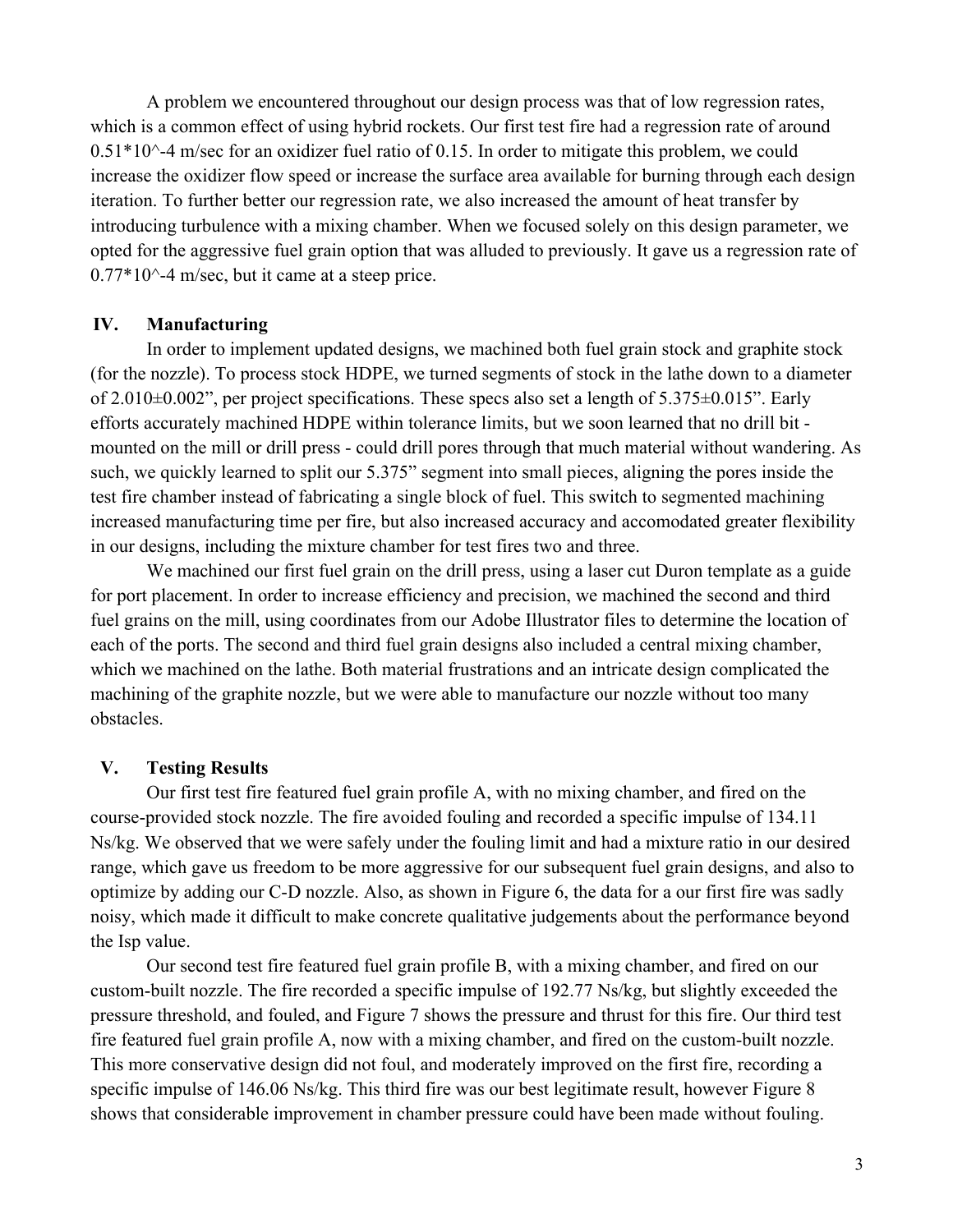A problem we encountered throughout our design process was that of low regression rates, which is a common effect of using hybrid rockets. Our first test fire had a regression rate of around $0.51*10^{-4}$ m/sec for an oxidizer fuel ratio of 0.15. In order to mitigate this problem, we could increase the oxidizer flow speed or increase the surface area available for burning through each design iteration. To further better our regression rate, we also increased the amount of heat transfer by introducing turbulence with a mixing chamber. When we focused solely on this design parameter, we opted for the aggressive fuel grain option that was alluded to previously. It gave us a regression rate of $0.77*10^{-4}$ m/sec, but it came at a steep price.

## IV. Manufacturing

In order to implement updated designs, we machined both fuel grain stock and graphite stock (for the nozzle). To process stock HDPE, we turned segments of stock in the lathe down to a diameter of 2.010±0.002", per project specifications. These specs also set a length of 5.375±0.015". Early efforts accurately machined HDPE within tolerance limits, but we soon learned that no drill bit - mounted on the mill or drill press - could drill pores through that much material without wandering. As such, we quickly learned to split our 5.375" segment into small pieces, aligning the pores inside the test fire chamber instead of fabricating a single block of fuel. This switch to segmented machining increased manufacturing time per fire, but also increased accuracy and accomodated greater flexibility in our designs, including the mixture chamber for test fires two and three.

We machined our first fuel grain on the drill press, using a laser cut Duron template as a guide for port placement. In order to increase efficiency and precision, we machined the second and third fuel grains on the mill, using coordinates from our Adobe Illustrator files to determine the location of each of the ports. The second and third fuel grain designs also included a central mixing chamber, which we machined on the lathe. Both material frustrations and an intricate design complicated the machining of the graphite nozzle, but we were able to manufacture our nozzle without too many obstacles.

## V. Testing Results

Our first test fire featured fuel grain profile A, with no mixing chamber, and fired on the course-provided stock nozzle. The fire avoided fouling and recorded a specific impulse of 134.11 Ns/kg. We observed that we were safely under the fouling limit and had a mixture ratio in our desired range, which gave us freedom to be more aggressive for our subsequent fuel grain designs, and also to optimize by adding our C-D nozzle. Also, as shown in Figure 6, the data for a our first fire was sadly noisy, which made it difficult to make concrete qualitative judgements about the performance beyond the Isp value.

Our second test fire featured fuel grain profile B, with a mixing chamber, and fired on our custom-built nozzle. The fire recorded a specific impulse of 192.77 Ns/kg, but slightly exceeded the pressure threshold, and fouled, and Figure 7 shows the pressure and thrust for this fire. Our third test fire featured fuel grain profile A, now with a mixing chamber, and fired on the custom-built nozzle. This more conservative design did not foul, and moderately improved on the first fire, recording a specific impulse of 146.06 Ns/kg. This third fire was our best legitimate result, however Figure 8 shows that considerable improvement in chamber pressure could have been made without fouling.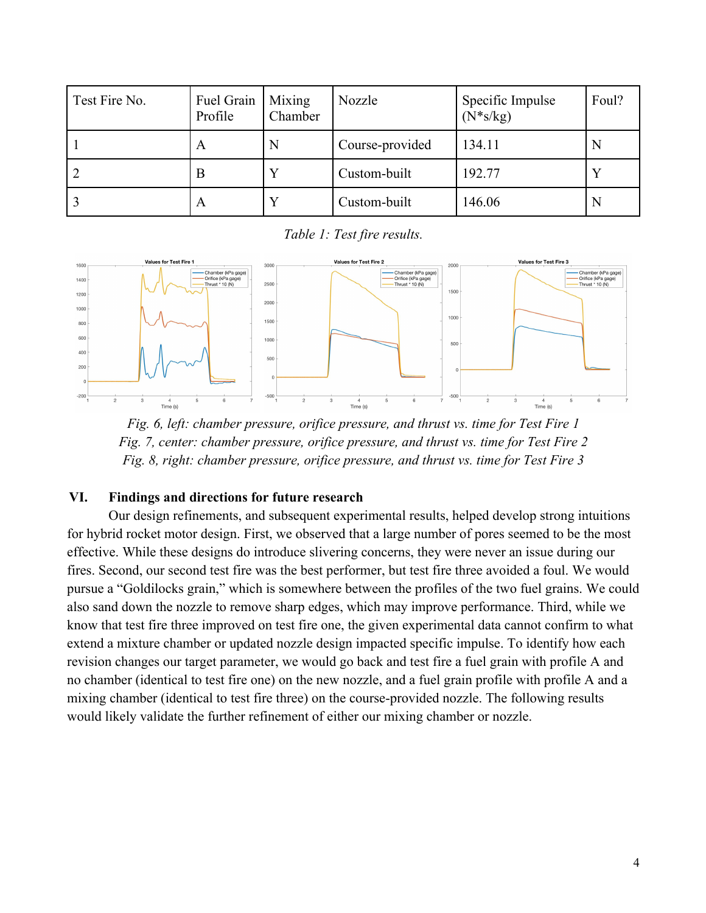| Test Fire No. | Fuel Grain Profile | Mixing Chamber | Nozzle | Specific Impulse (N*s/kg) | Foul? |
|---|---|---|---|---|---|
| 1 | A | N | Course-provided | 134.11 | N |
| 2 | B | Y | Custom-built | 192.77 | Y |
| 3 | A | Y | Custom-built | 146.06 | N |

*Table 1: Test fire results.*

Values for Test Fire 1

Chamber (kPa gage)
Orifice (kPa gage)
Thrust * 10 (N)

1600
1400
1200
1000
800
600
400
200
0
-200

1 2 3 4 5 6 7
Time (s)

Values for Test Fire 2

Chamber (kPa gage)
Orifice (kPa gage)
Thrust * 10 (N)

3000
2500
2000
1500
1000
500
0
-500

1 2 3 4 5 6 7
Time (s)

Values for Test Fire 3

Chamber (kPa gage)
Orifice (kPa gage)
Thrust * 10 (N)

2000
1500
1000
500
0
-500

1 2 3 4 5 6 7
Time (s)

*Fig. 6, left: chamber pressure, orifice pressure, and thrust vs. time for Test Fire 1*
*Fig. 7, center: chamber pressure, orifice pressure, and thrust vs. time for Test Fire 2*
*Fig. 8, right: chamber pressure, orifice pressure, and thrust vs. time for Test Fire 3*

## VI. Findings and directions for future research

Our design refinements, and subsequent experimental results, helped develop strong intuitions for hybrid rocket motor design. First, we observed that a large number of pores seemed to be the most effective. While these designs do introduce slivering concerns, they were never an issue during our fires. Second, our second test fire was the best performer, but test fire three avoided a foul. We would pursue a "Goldilocks grain," which is somewhere between the profiles of the two fuel grains. We could also sand down the nozzle to remove sharp edges, which may improve performance. Third, while we know that test fire three improved on test fire one, the given experimental data cannot confirm to what extend a mixture chamber or updated nozzle design impacted specific impulse. To identify how each revision changes our target parameter, we would go back and test fire a fuel grain with profile A and no chamber (identical to test fire one) on the new nozzle, and a fuel grain profile with profile A and a mixing chamber (identical to test fire three) on the course-provided nozzle. The following results would likely validate the further refinement of either our mixing chamber or nozzle.